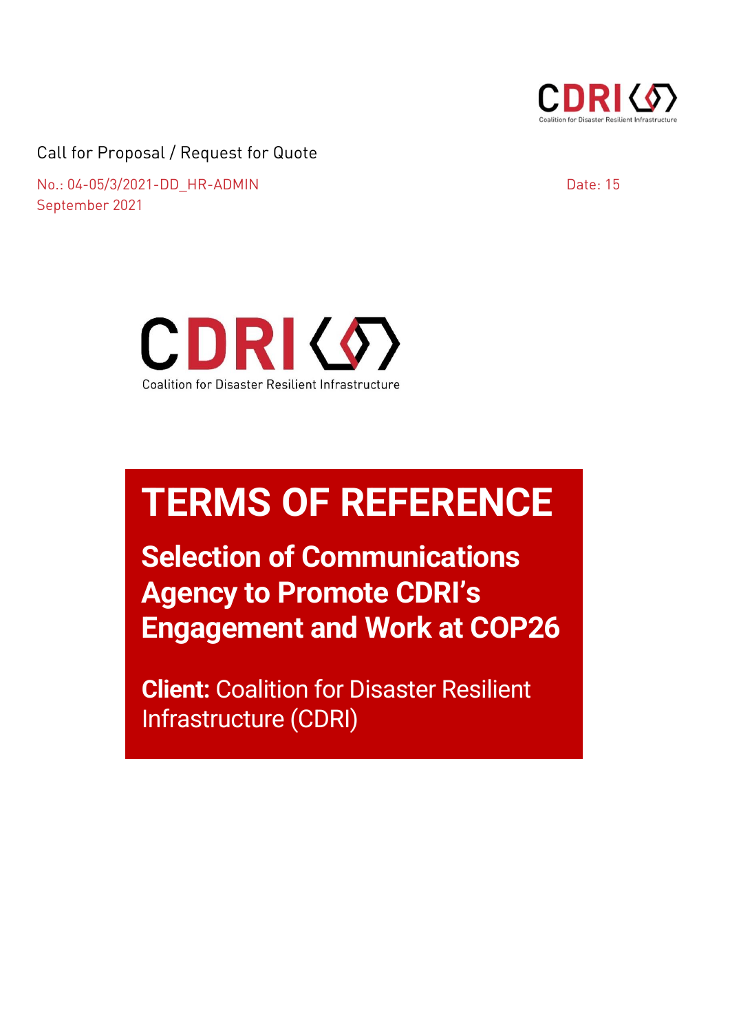Call for Proposal / Request for Quote

No.: 04-05/3/2021-DD_HR-ADMIN

Date: 15 September 2021

CDRI

Coalition for Disaster Resilient Infrastructure

# TERMS OF REFERENCE

## Selection of Communications Agency to Promote CDRI's Engagement and Work at COP26

**Client:** Coalition for Disaster Resilient Infrastructure (CDRI)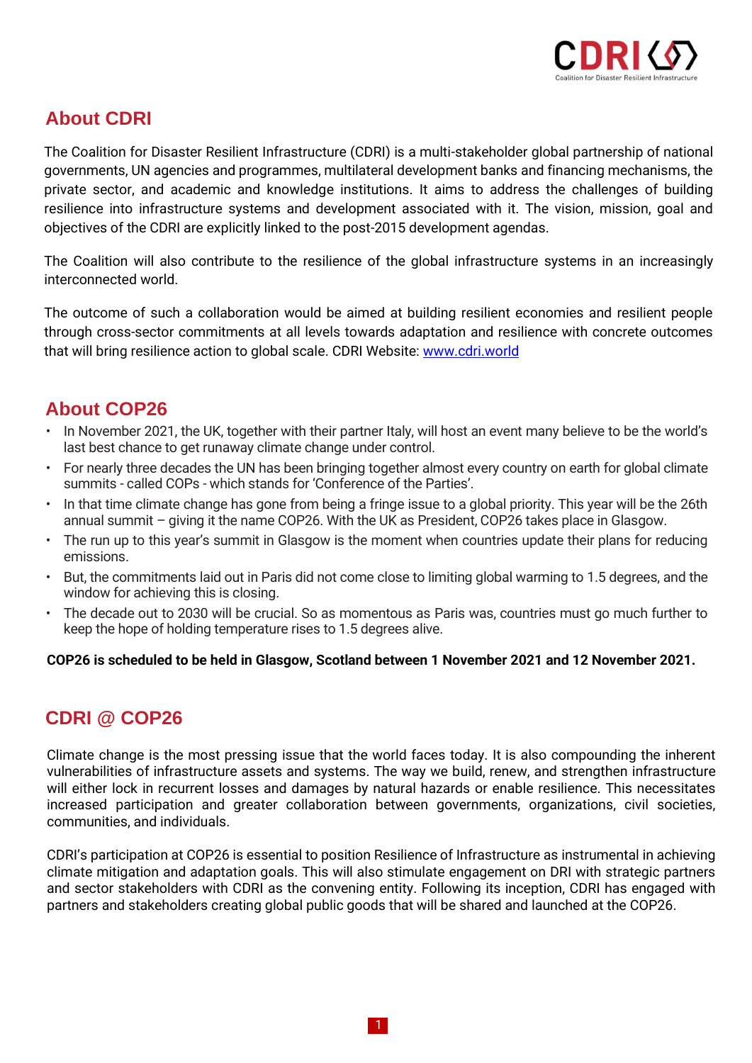## About CDRI

The Coalition for Disaster Resilient Infrastructure (CDRI) is a multi-stakeholder global partnership of national governments, UN agencies and programmes, multilateral development banks and financing mechanisms, the private sector, and academic and knowledge institutions. It aims to address the challenges of building resilience into infrastructure systems and development associated with it. The vision, mission, goal and objectives of the CDRI are explicitly linked to the post-2015 development agendas.

The Coalition will also contribute to the resilience of the global infrastructure systems in an increasingly interconnected world.

The outcome of such a collaboration would be aimed at building resilient economies and resilient people through cross-sector commitments at all levels towards adaptation and resilience with concrete outcomes that will bring resilience action to global scale. CDRI Website: [www.cdri.world](http://www.cdri.world)

## About COP26

- In November 2021, the UK, together with their partner Italy, will host an event many believe to be the world's last best chance to get runaway climate change under control.
- For nearly three decades the UN has been bringing together almost every country on earth for global climate summits - called COPs - which stands for 'Conference of the Parties'.
- In that time climate change has gone from being a fringe issue to a global priority. This year will be the 26th annual summit – giving it the name COP26. With the UK as President, COP26 takes place in Glasgow.
- The run up to this year's summit in Glasgow is the moment when countries update their plans for reducing emissions.
- But, the commitments laid out in Paris did not come close to limiting global warming to 1.5 degrees, and the window for achieving this is closing.
- The decade out to 2030 will be crucial. So as momentous as Paris was, countries must go much further to keep the hope of holding temperature rises to 1.5 degrees alive.

**COP26 is scheduled to be held in Glasgow, Scotland between 1 November 2021 and 12 November 2021.**

## CDRI @ COP26

Climate change is the most pressing issue that the world faces today. It is also compounding the inherent vulnerabilities of infrastructure assets and systems. The way we build, renew, and strengthen infrastructure will either lock in recurrent losses and damages by natural hazards or enable resilience. This necessitates increased participation and greater collaboration between governments, organizations, civil societies, communities, and individuals.

CDRI's participation at COP26 is essential to position Resilience of Infrastructure as instrumental in achieving climate mitigation and adaptation goals. This will also stimulate engagement on DRI with strategic partners and sector stakeholders with CDRI as the convening entity. Following its inception, CDRI has engaged with partners and stakeholders creating global public goods that will be shared and launched at the COP26.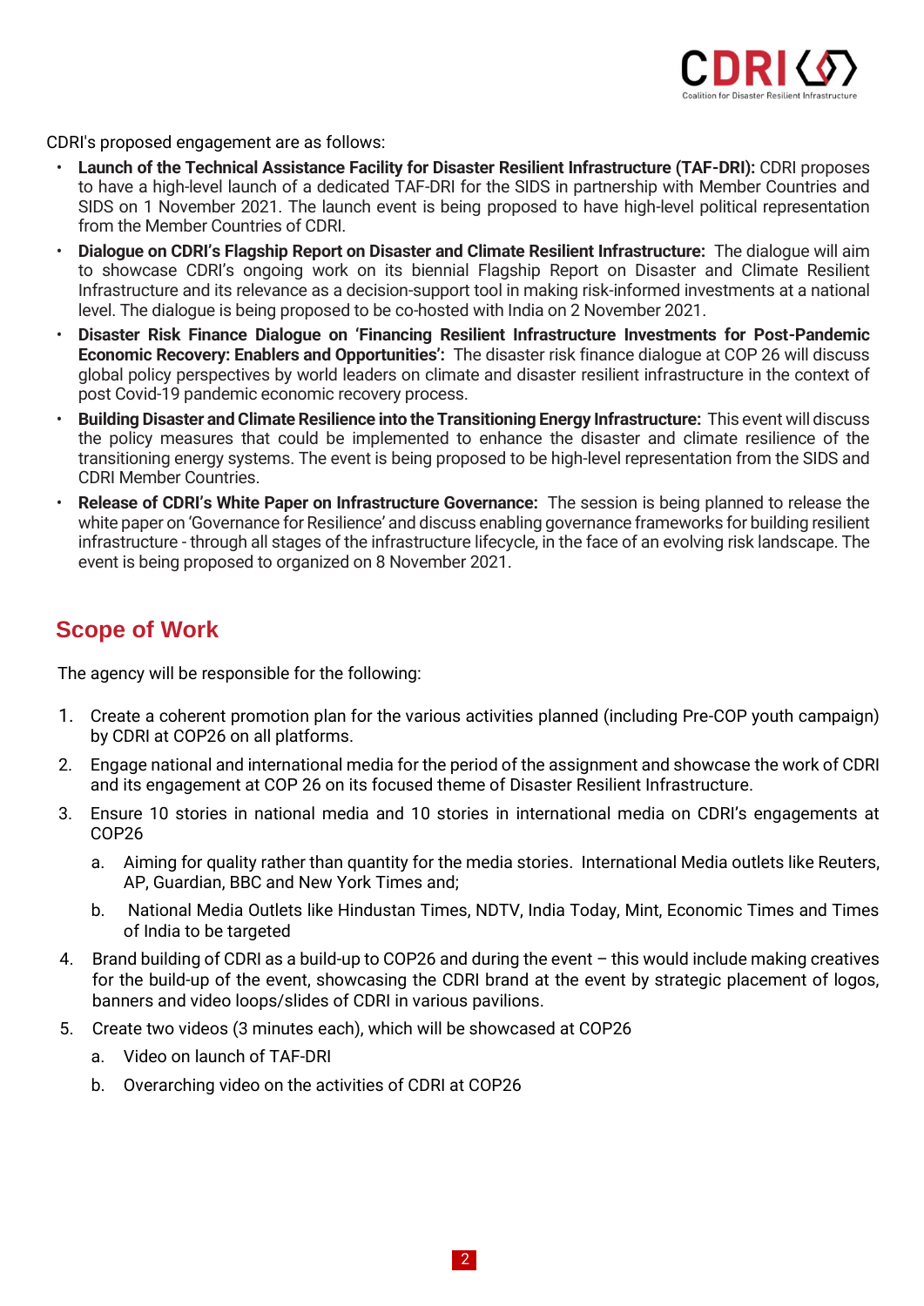CDRI's proposed engagement are as follows:

- **Launch of the Technical Assistance Facility for Disaster Resilient Infrastructure (TAF-DRI):** CDRI proposes to have a high-level launch of a dedicated TAF-DRI for the SIDS in partnership with Member Countries and SIDS on 1 November 2021. The launch event is being proposed to have high-level political representation from the Member Countries of CDRI.
- **Dialogue on CDRI's Flagship Report on Disaster and Climate Resilient Infrastructure:** The dialogue will aim to showcase CDRI's ongoing work on its biennial Flagship Report on Disaster and Climate Resilient Infrastructure and its relevance as a decision-support tool in making risk-informed investments at a national level. The dialogue is being proposed to be co-hosted with India on 2 November 2021.
- **Disaster Risk Finance Dialogue on 'Financing Resilient Infrastructure Investments for Post-Pandemic Economic Recovery: Enablers and Opportunities':** The disaster risk finance dialogue at COP 26 will discuss global policy perspectives by world leaders on climate and disaster resilient infrastructure in the context of post Covid-19 pandemic economic recovery process.
- **Building Disaster and Climate Resilience into the Transitioning Energy Infrastructure:** This event will discuss the policy measures that could be implemented to enhance the disaster and climate resilience of the transitioning energy systems. The event is being proposed to be high-level representation from the SIDS and CDRI Member Countries.
- **Release of CDRI's White Paper on Infrastructure Governance:** The session is being planned to release the white paper on 'Governance for Resilience' and discuss enabling governance frameworks for building resilient infrastructure - through all stages of the infrastructure lifecycle, in the face of an evolving risk landscape. The event is being proposed to organized on 8 November 2021.

## Scope of Work

The agency will be responsible for the following:

1. Create a coherent promotion plan for the various activities planned (including Pre-COP youth campaign) by CDRI at COP26 on all platforms.
2. Engage national and international media for the period of the assignment and showcase the work of CDRI and its engagement at COP 26 on its focused theme of Disaster Resilient Infrastructure.
3. Ensure 10 stories in national media and 10 stories in international media on CDRI's engagements at COP26
   a. Aiming for quality rather than quantity for the media stories. International Media outlets like Reuters, AP, Guardian, BBC and New York Times and;
   b. National Media Outlets like Hindustan Times, NDTV, India Today, Mint, Economic Times and Times of India to be targeted
4. Brand building of CDRI as a build-up to COP26 and during the event – this would include making creatives for the build-up of the event, showcasing the CDRI brand at the event by strategic placement of logos, banners and video loops/slides of CDRI in various pavilions.
5. Create two videos (3 minutes each), which will be showcased at COP26
   a. Video on launch of TAF-DRI
   b. Overarching video on the activities of CDRI at COP26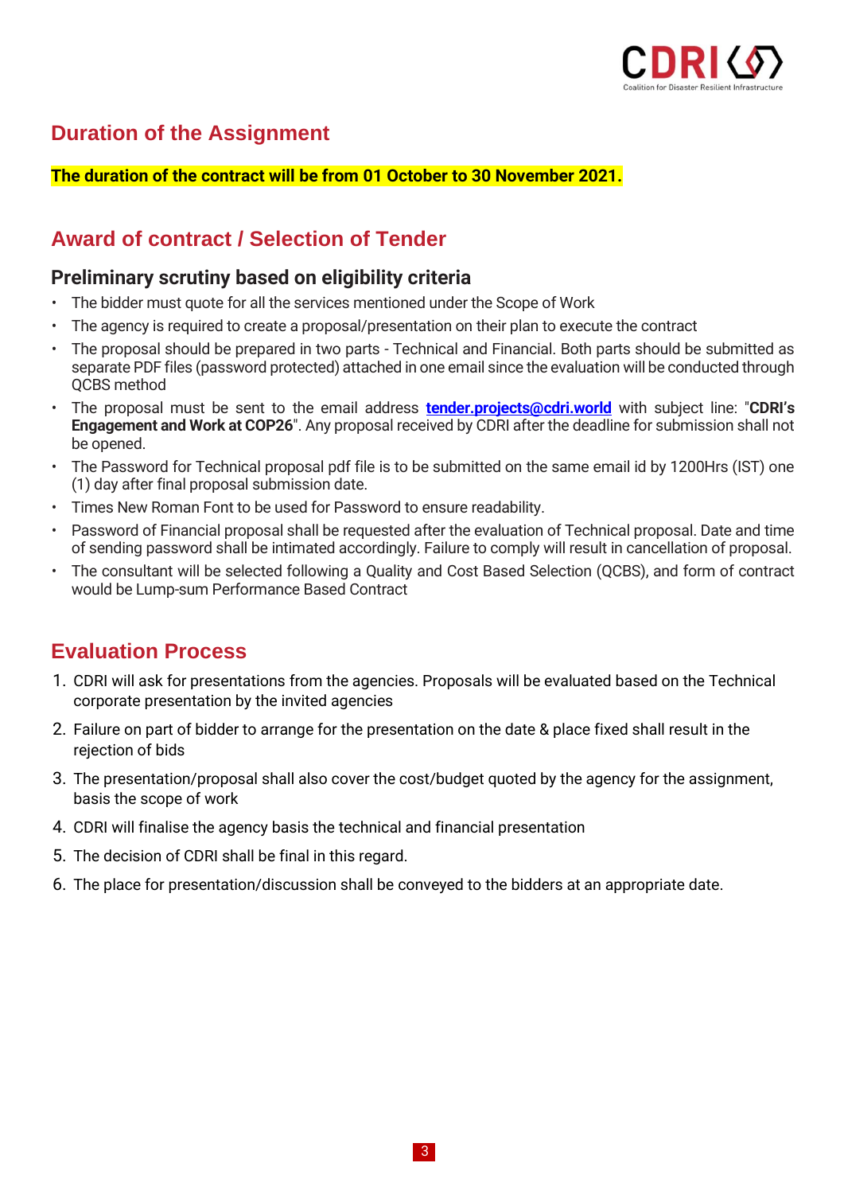## Duration of the Assignment

**The duration of the contract will be from 01 October to 30 November 2021.**

## Award of contract / Selection of Tender

### Preliminary scrutiny based on eligibility criteria

- The bidder must quote for all the services mentioned under the Scope of Work
- The agency is required to create a proposal/presentation on their plan to execute the contract
- The proposal should be prepared in two parts - Technical and Financial. Both parts should be submitted as separate PDF files (password protected) attached in one email since the evaluation will be conducted through QCBS method
- The proposal must be sent to the email address **tender.projects@cdri.world** with subject line: "**CDRI's Engagement and Work at COP26**". Any proposal received by CDRI after the deadline for submission shall not be opened.
- The Password for Technical proposal pdf file is to be submitted on the same email id by 1200Hrs (IST) one (1) day after final proposal submission date.
- Times New Roman Font to be used for Password to ensure readability.
- Password of Financial proposal shall be requested after the evaluation of Technical proposal. Date and time of sending password shall be intimated accordingly. Failure to comply will result in cancellation of proposal.
- The consultant will be selected following a Quality and Cost Based Selection (QCBS), and form of contract would be Lump-sum Performance Based Contract

## Evaluation Process

1. CDRI will ask for presentations from the agencies. Proposals will be evaluated based on the Technical corporate presentation by the invited agencies
2. Failure on part of bidder to arrange for the presentation on the date & place fixed shall result in the rejection of bids
3. The presentation/proposal shall also cover the cost/budget quoted by the agency for the assignment, basis the scope of work
4. CDRI will finalise the agency basis the technical and financial presentation
5. The decision of CDRI shall be final in this regard.
6. The place for presentation/discussion shall be conveyed to the bidders at an appropriate date.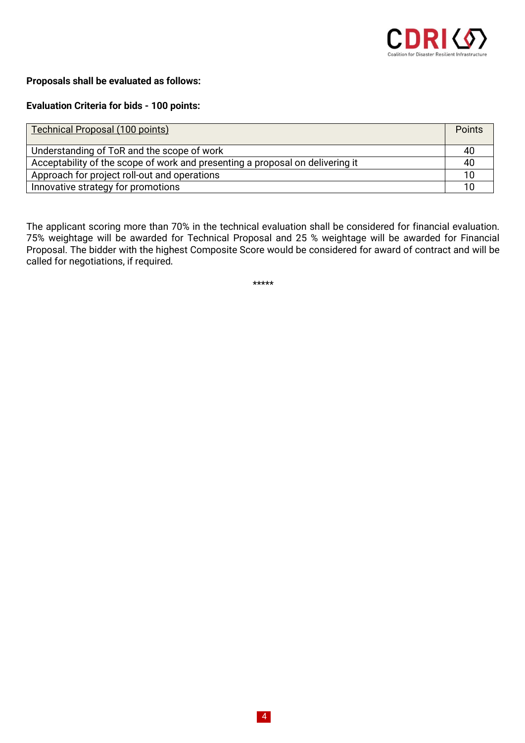**Proposals shall be evaluated as follows:**

**Evaluation Criteria for bids - 100 points:**

| Technical Proposal (100 points) | Points |
|---|---|
| Understanding of ToR and the scope of work | 40 |
| Acceptability of the scope of work and presenting a proposal on delivering it | 40 |
| Approach for project roll-out and operations | 10 |
| Innovative strategy for promotions | 10 |

The applicant scoring more than 70% in the technical evaluation shall be considered for financial evaluation. 75% weightage will be awarded for Technical Proposal and 25 % weightage will be awarded for Financial Proposal. The bidder with the highest Composite Score would be considered for award of contract and will be called for negotiations, if required.

*****